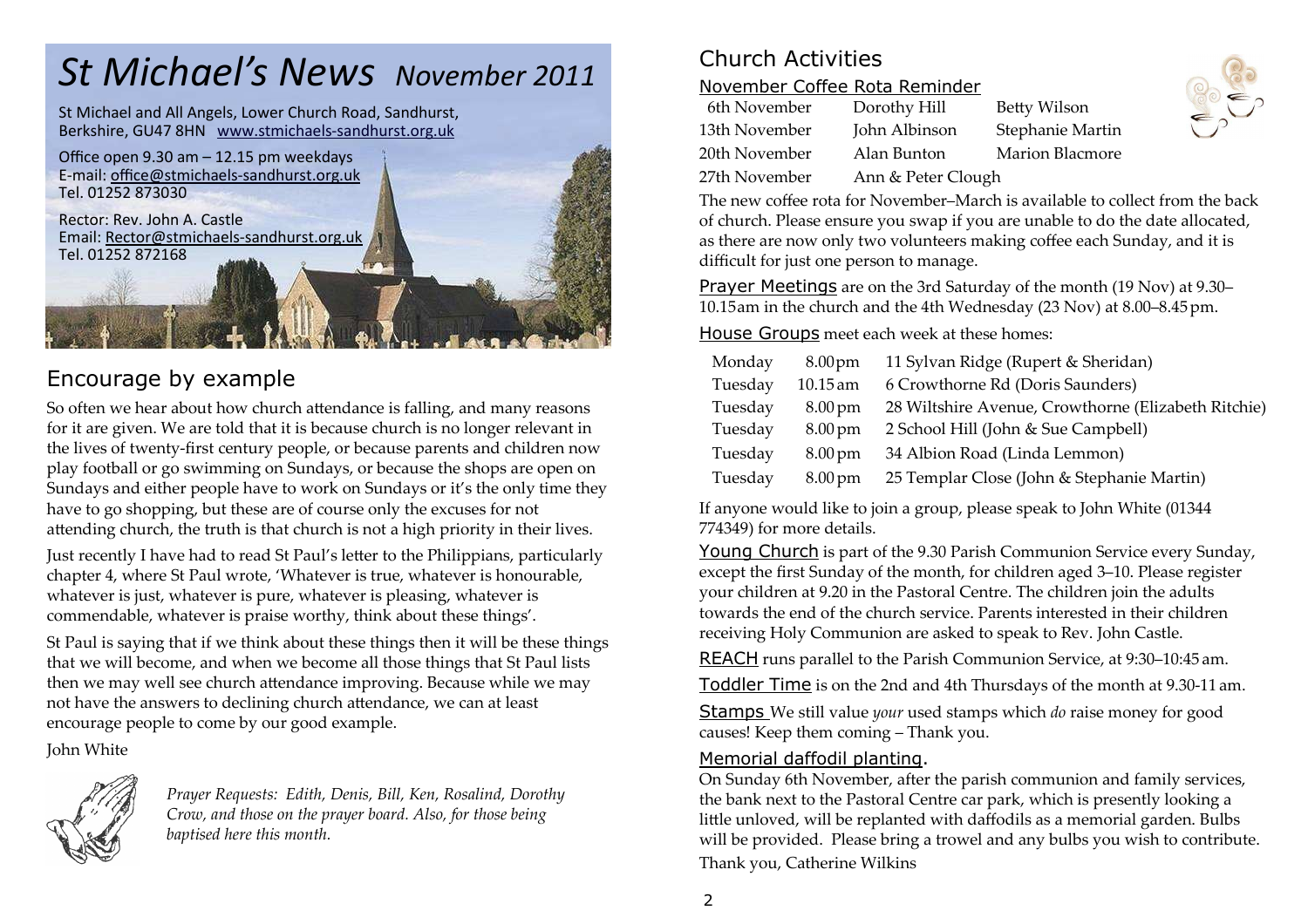# *St Michael's News* *November 2011*

St Michael and All Angels, Lower Church Road, Sandhurst, Berkshire, GU47 8HN www.stmichaels-sandhurst.org.uk

Office open 9.30 am – 12.15 pm weekdays
E-mail: office@stmichaels-sandhurst.org.uk
Tel. 01252 873030

Rector: Rev. John A. Castle
Email: Rector@stmichaels-sandhurst.org.uk
Tel. 01252 872168

## Encourage by example

So often we hear about how church attendance is falling, and many reasons for it are given. We are told that it is because church is no longer relevant in the lives of twenty-first century people, or because parents and children now play football or go swimming on Sundays, or because the shops are open on Sundays and either people have to work on Sundays or it's the only time they have to go shopping, but these are of course only the excuses for not attending church, the truth is that church is not a high priority in their lives.

Just recently I have had to read St Paul's letter to the Philippians, particularly chapter 4, where St Paul wrote, 'Whatever is true, whatever is honourable, whatever is just, whatever is pure, whatever is pleasing, whatever is commendable, whatever is praise worthy, think about these things'.

St Paul is saying that if we think about these things then it will be these things that we will become, and when we become all those things that St Paul lists then we may well see church attendance improving. Because while we may not have the answers to declining church attendance, we can at least encourage people to come by our good example.

John White

*Prayer Requests: Edith, Denis, Bill, Ken, Rosalind, Dorothy Crow, and those on the prayer board. Also, for those being baptised here this month.*

## Church Activities

### November Coffee Rota Reminder

| | | |
|---|---|---|
| 6th November | Dorothy Hill | Betty Wilson |
| 13th November | John Albinson | Stephanie Martin |
| 20th November | Alan Bunton | Marion Blacmore |
| 27th November | Ann & Peter Clough | |

The new coffee rota for November–March is available to collect from the back of church. Please ensure you swap if you are unable to do the date allocated, as there are now only two volunteers making coffee each Sunday, and it is difficult for just one person to manage.

**Prayer Meetings** are on the 3rd Saturday of the month (19 Nov) at 9.30–10.15am in the church and the 4th Wednesday (23 Nov) at 8.00–8.45pm.

**House Groups** meet each week at these homes:

| | | |
|---|---|---|
| Monday | 8.00pm | 11 Sylvan Ridge (Rupert & Sheridan) |
| Tuesday | 10.15am | 6 Crowthorne Rd (Doris Saunders) |
| Tuesday | 8.00pm | 28 Wiltshire Avenue, Crowthorne (Elizabeth Ritchie) |
| Tuesday | 8.00pm | 2 School Hill (John & Sue Campbell) |
| Tuesday | 8.00pm | 34 Albion Road (Linda Lemmon) |
| Tuesday | 8.00pm | 25 Templar Close (John & Stephanie Martin) |

If anyone would like to join a group, please speak to John White (01344 774349) for more details.

**Young Church** is part of the 9.30 Parish Communion Service every Sunday, except the first Sunday of the month, for children aged 3–10. Please register your children at 9.20 in the Pastoral Centre. The children join the adults towards the end of the church service. Parents interested in their children receiving Holy Communion are asked to speak to Rev. John Castle.

**REACH** runs parallel to the Parish Communion Service, at 9:30–10:45 am.

**Toddler Time** is on the 2nd and 4th Thursdays of the month at 9.30-11 am.

**Stamps** We still value *your* used stamps which *do* raise money for good causes! Keep them coming – Thank you.

### Memorial daffodil planting.

On Sunday 6th November, after the parish communion and family services, the bank next to the Pastoral Centre car park, which is presently looking a little unloved, will be replanted with daffodils as a memorial garden. Bulbs will be provided. Please bring a trowel and any bulbs you wish to contribute.

Thank you, Catherine Wilkins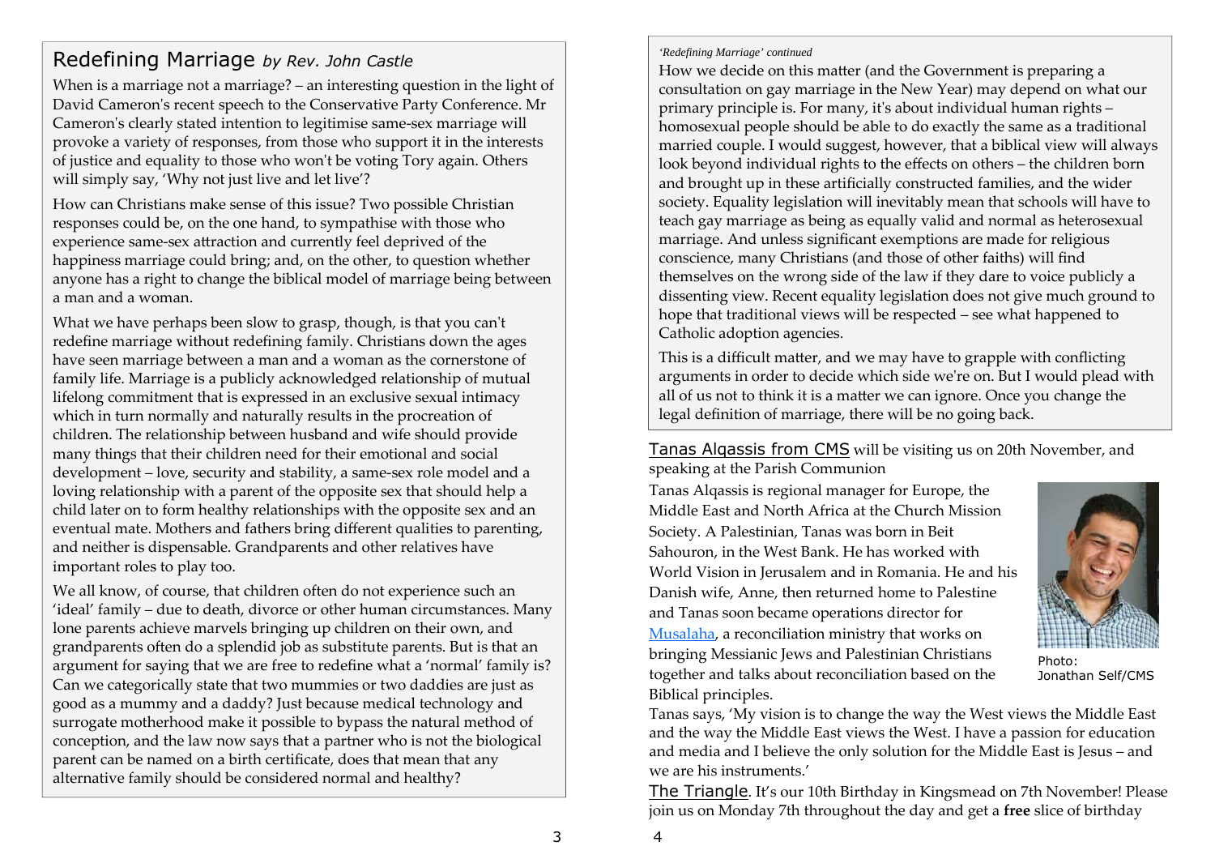## Redefining Marriage *by Rev. John Castle*

When is a marriage not a marriage? – an interesting question in the light of David Cameron's recent speech to the Conservative Party Conference. Mr Cameron's clearly stated intention to legitimise same-sex marriage will provoke a variety of responses, from those who support it in the interests of justice and equality to those who won't be voting Tory again. Others will simply say, 'Why not just live and let live'?

How can Christians make sense of this issue? Two possible Christian responses could be, on the one hand, to sympathise with those who experience same-sex attraction and currently feel deprived of the happiness marriage could bring; and, on the other, to question whether anyone has a right to change the biblical model of marriage being between a man and a woman.

What we have perhaps been slow to grasp, though, is that you can't redefine marriage without redefining family. Christians down the ages have seen marriage between a man and a woman as the cornerstone of family life. Marriage is a publicly acknowledged relationship of mutual lifelong commitment that is expressed in an exclusive sexual intimacy which in turn normally and naturally results in the procreation of children. The relationship between husband and wife should provide many things that their children need for their emotional and social development – love, security and stability, a same-sex role model and a loving relationship with a parent of the opposite sex that should help a child later on to form healthy relationships with the opposite sex and an eventual mate. Mothers and fathers bring different qualities to parenting, and neither is dispensable. Grandparents and other relatives have important roles to play too.

We all know, of course, that children often do not experience such an 'ideal' family – due to death, divorce or other human circumstances. Many lone parents achieve marvels bringing up children on their own, and grandparents often do a splendid job as substitute parents. But is that an argument for saying that we are free to redefine what a 'normal' family is? Can we categorically state that two mummies or two daddies are just as good as a mummy and a daddy? Just because medical technology and surrogate motherhood make it possible to bypass the natural method of conception, and the law now says that a partner who is not the biological parent can be named on a birth certificate, does that mean that any alternative family should be considered normal and healthy?

*'Redefining Marriage' continued*

How we decide on this matter (and the Government is preparing a consultation on gay marriage in the New Year) may depend on what our primary principle is. For many, it's about individual human rights – homosexual people should be able to do exactly the same as a traditional married couple. I would suggest, however, that a biblical view will always look beyond individual rights to the effects on others – the children born and brought up in these artificially constructed families, and the wider society. Equality legislation will inevitably mean that schools will have to teach gay marriage as being as equally valid and normal as heterosexual marriage. And unless significant exemptions are made for religious conscience, many Christians (and those of other faiths) will find themselves on the wrong side of the law if they dare to voice publicly a dissenting view. Recent equality legislation does not give much ground to hope that traditional views will be respected – see what happened to Catholic adoption agencies.

This is a difficult matter, and we may have to grapple with conflicting arguments in order to decide which side we're on. But I would plead with all of us not to think it is a matter we can ignore. Once you change the legal definition of marriage, there will be no going back.

**Tanas Alqassis from CMS** will be visiting us on 20th November, and speaking at the Parish Communion

Tanas Alqassis is regional manager for Europe, the Middle East and North Africa at the Church Mission Society. A Palestinian, Tanas was born in Beit Sahouron, in the West Bank. He has worked with World Vision in Jerusalem and in Romania. He and his Danish wife, Anne, then returned home to Palestine and Tanas soon became operations director for Musalaha, a reconciliation ministry that works on bringing Messianic Jews and Palestinian Christians together and talks about reconciliation based on the Biblical principles.

Photo: Jonathan Self/CMS

Tanas says, 'My vision is to change the way the West views the Middle East and the way the Middle East views the West. I have a passion for education and media and I believe the only solution for the Middle East is Jesus – and we are his instruments.'

**The Triangle**. It's our 10th Birthday in Kingsmead on 7th November! Please join us on Monday 7th throughout the day and get a **free** slice of birthday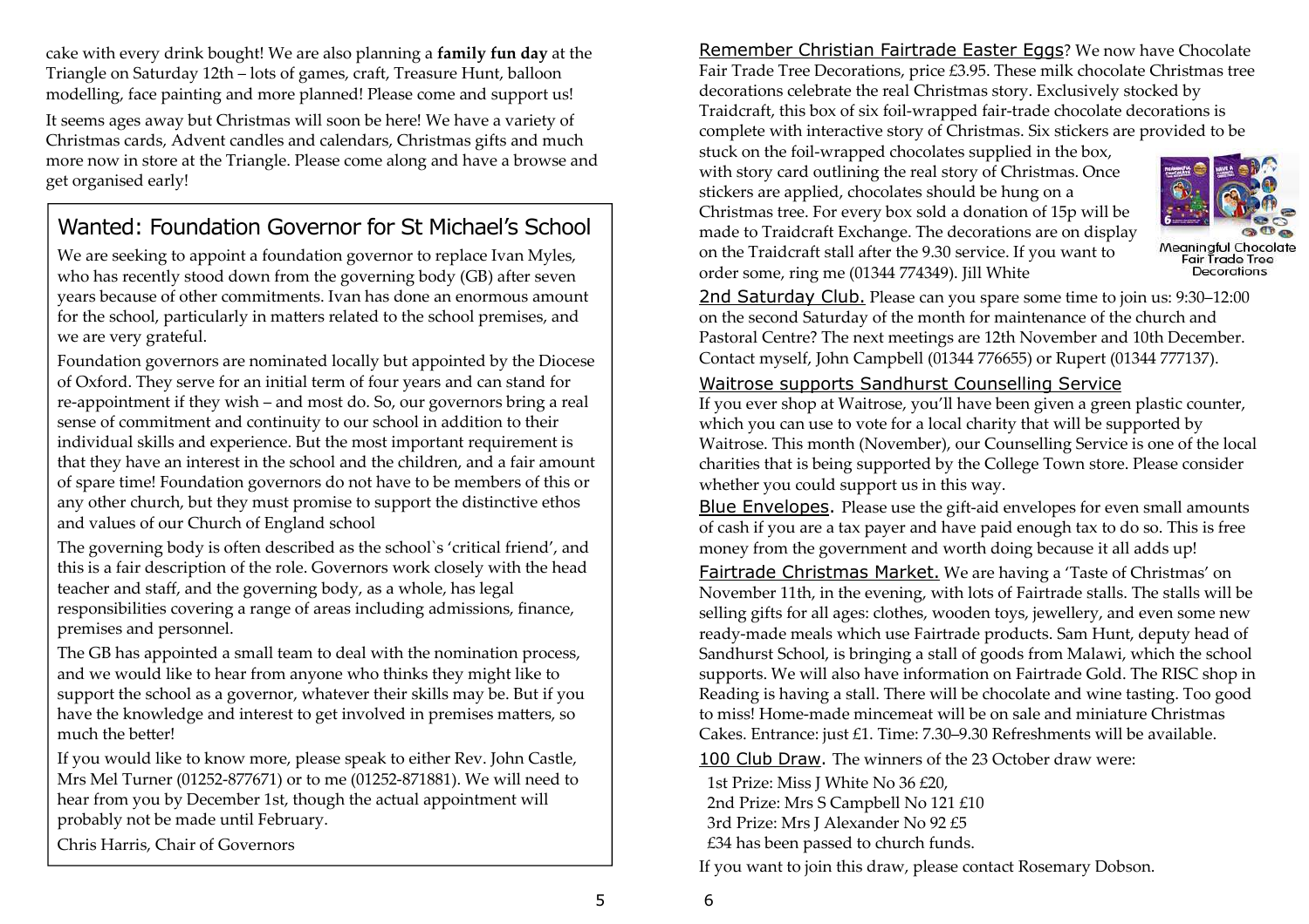cake with every drink bought! We are also planning a **family fun day** at the Triangle on Saturday 12th – lots of games, craft, Treasure Hunt, balloon modelling, face painting and more planned! Please come and support us!

It seems ages away but Christmas will soon be here! We have a variety of Christmas cards, Advent candles and calendars, Christmas gifts and much more now in store at the Triangle. Please come along and have a browse and get organised early!

## Wanted: Foundation Governor for St Michael's School

We are seeking to appoint a foundation governor to replace Ivan Myles, who has recently stood down from the governing body (GB) after seven years because of other commitments. Ivan has done an enormous amount for the school, particularly in matters related to the school premises, and we are very grateful.

Foundation governors are nominated locally but appointed by the Diocese of Oxford. They serve for an initial term of four years and can stand for re-appointment if they wish – and most do. So, our governors bring a real sense of commitment and continuity to our school in addition to their individual skills and experience. But the most important requirement is that they have an interest in the school and the children, and a fair amount of spare time! Foundation governors do not have to be members of this or any other church, but they must promise to support the distinctive ethos and values of our Church of England school

The governing body is often described as the school`s 'critical friend', and this is a fair description of the role. Governors work closely with the head teacher and staff, and the governing body, as a whole, has legal responsibilities covering a range of areas including admissions, finance, premises and personnel.

The GB has appointed a small team to deal with the nomination process, and we would like to hear from anyone who thinks they might like to support the school as a governor, whatever their skills may be. But if you have the knowledge and interest to get involved in premises matters, so much the better!

If you would like to know more, please speak to either Rev. John Castle, Mrs Mel Turner (01252-877671) or to me (01252-871881). We will need to hear from you by December 1st, though the actual appointment will probably not be made until February.

Chris Harris, Chair of Governors

Remember Christian Fairtrade Easter Eggs? We now have Chocolate Fair Trade Tree Decorations, price £3.95. These milk chocolate Christmas tree decorations celebrate the real Christmas story. Exclusively stocked by Traidcraft, this box of six foil-wrapped fair-trade chocolate decorations is complete with interactive story of Christmas. Six stickers are provided to be stuck on the foil-wrapped chocolates supplied in the box, with story card outlining the real story of Christmas. Once stickers are applied, chocolates should be hung on a Christmas tree. For every box sold a donation of 15p will be made to Traidcraft Exchange. The decorations are on display on the Traidcraft stall after the 9.30 service. If you want to order some, ring me (01344 774349). Jill White

Meaningful Chocolate Fair Trade Tree Decorations

2nd Saturday Club. Please can you spare some time to join us: 9:30–12:00 on the second Saturday of the month for maintenance of the church and Pastoral Centre? The next meetings are 12th November and 10th December. Contact myself, John Campbell (01344 776655) or Rupert (01344 777137).

Waitrose supports Sandhurst Counselling Service
If you ever shop at Waitrose, you'll have been given a green plastic counter, which you can use to vote for a local charity that will be supported by Waitrose. This month (November), our Counselling Service is one of the local charities that is being supported by the College Town store. Please consider whether you could support us in this way.

Blue Envelopes. Please use the gift-aid envelopes for even small amounts of cash if you are a tax payer and have paid enough tax to do so. This is free money from the government and worth doing because it all adds up!

Fairtrade Christmas Market. We are having a 'Taste of Christmas' on November 11th, in the evening, with lots of Fairtrade stalls. The stalls will be selling gifts for all ages: clothes, wooden toys, jewellery, and even some new ready-made meals which use Fairtrade products. Sam Hunt, deputy head of Sandhurst School, is bringing a stall of goods from Malawi, which the school supports. We will also have information on Fairtrade Gold. The RISC shop in Reading is having a stall. There will be chocolate and wine tasting. Too good to miss! Home-made mincemeat will be on sale and miniature Christmas Cakes. Entrance: just £1. Time: 7.30–9.30 Refreshments will be available.

100 Club Draw. The winners of the 23 October draw were:

1st Prize: Miss J White No 36 £20,
2nd Prize: Mrs S Campbell No 121 £10
3rd Prize: Mrs J Alexander No 92 £5
£34 has been passed to church funds.

If you want to join this draw, please contact Rosemary Dobson.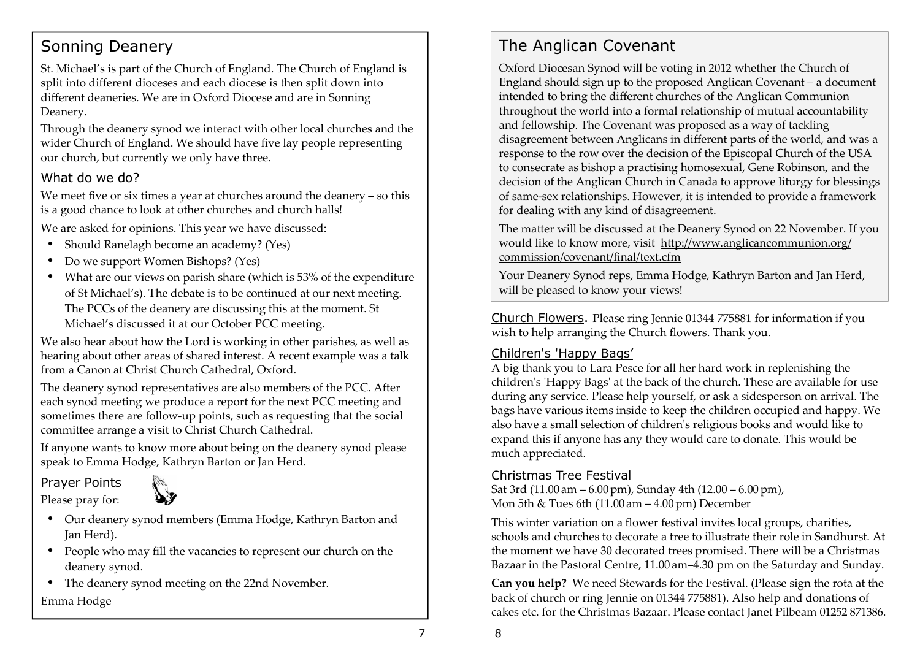## Sonning Deanery

St. Michael's is part of the Church of England. The Church of England is split into different dioceses and each diocese is then split down into different deaneries. We are in Oxford Diocese and are in Sonning Deanery.

Through the deanery synod we interact with other local churches and the wider Church of England. We should have five lay people representing our church, but currently we only have three.

### What do we do?

We meet five or six times a year at churches around the deanery – so this is a good chance to look at other churches and church halls!

We are asked for opinions. This year we have discussed:

- Should Ranelagh become an academy? (Yes)
- Do we support Women Bishops? (Yes)
- What are our views on parish share (which is 53% of the expenditure of St Michael's). The debate is to be continued at our next meeting. The PCCs of the deanery are discussing this at the moment. St Michael's discussed it at our October PCC meeting.

We also hear about how the Lord is working in other parishes, as well as hearing about other areas of shared interest. A recent example was a talk from a Canon at Christ Church Cathedral, Oxford.

The deanery synod representatives are also members of the PCC. After each synod meeting we produce a report for the next PCC meeting and sometimes there are follow-up points, such as requesting that the social committee arrange a visit to Christ Church Cathedral.

If anyone wants to know more about being on the deanery synod please speak to Emma Hodge, Kathryn Barton or Jan Herd.

### Prayer Points

Please pray for:

- Our deanery synod members (Emma Hodge, Kathryn Barton and Jan Herd).
- People who may fill the vacancies to represent our church on the deanery synod.
- The deanery synod meeting on the 22nd November.

Emma Hodge

## The Anglican Covenant

Oxford Diocesan Synod will be voting in 2012 whether the Church of England should sign up to the proposed Anglican Covenant – a document intended to bring the different churches of the Anglican Communion throughout the world into a formal relationship of mutual accountability and fellowship. The Covenant was proposed as a way of tackling disagreement between Anglicans in different parts of the world, and was a response to the row over the decision of the Episcopal Church of the USA to consecrate as bishop a practising homosexual, Gene Robinson, and the decision of the Anglican Church in Canada to approve liturgy for blessings of same-sex relationships. However, it is intended to provide a framework for dealing with any kind of disagreement.

The matter will be discussed at the Deanery Synod on 22 November. If you would like to know more, visit http://www.anglicancommunion.org/commission/covenant/final/text.cfm

Your Deanery Synod reps, Emma Hodge, Kathryn Barton and Jan Herd, will be pleased to know your views!

**Church Flowers.** Please ring Jennie 01344 775881 for information if you wish to help arranging the Church flowers. Thank you.

### Children's 'Happy Bags'

A big thank you to Lara Pesce for all her hard work in replenishing the children's 'Happy Bags' at the back of the church. These are available for use during any service. Please help yourself, or ask a sidesperson on arrival. The bags have various items inside to keep the children occupied and happy. We also have a small selection of children's religious books and would like to expand this if anyone has any they would care to donate. This would be much appreciated.

### Christmas Tree Festival

Sat 3rd (11.00 am – 6.00 pm), Sunday 4th (12.00 – 6.00 pm),
Mon 5th & Tues 6th (11.00 am – 4.00 pm) December

This winter variation on a flower festival invites local groups, charities, schools and churches to decorate a tree to illustrate their role in Sandhurst. At the moment we have 30 decorated trees promised. There will be a Christmas Bazaar in the Pastoral Centre, 11.00 am–4.30 pm on the Saturday and Sunday.

**Can you help?** We need Stewards for the Festival. (Please sign the rota at the back of church or ring Jennie on 01344 775881). Also help and donations of cakes etc. for the Christmas Bazaar. Please contact Janet Pilbeam 01252 871386.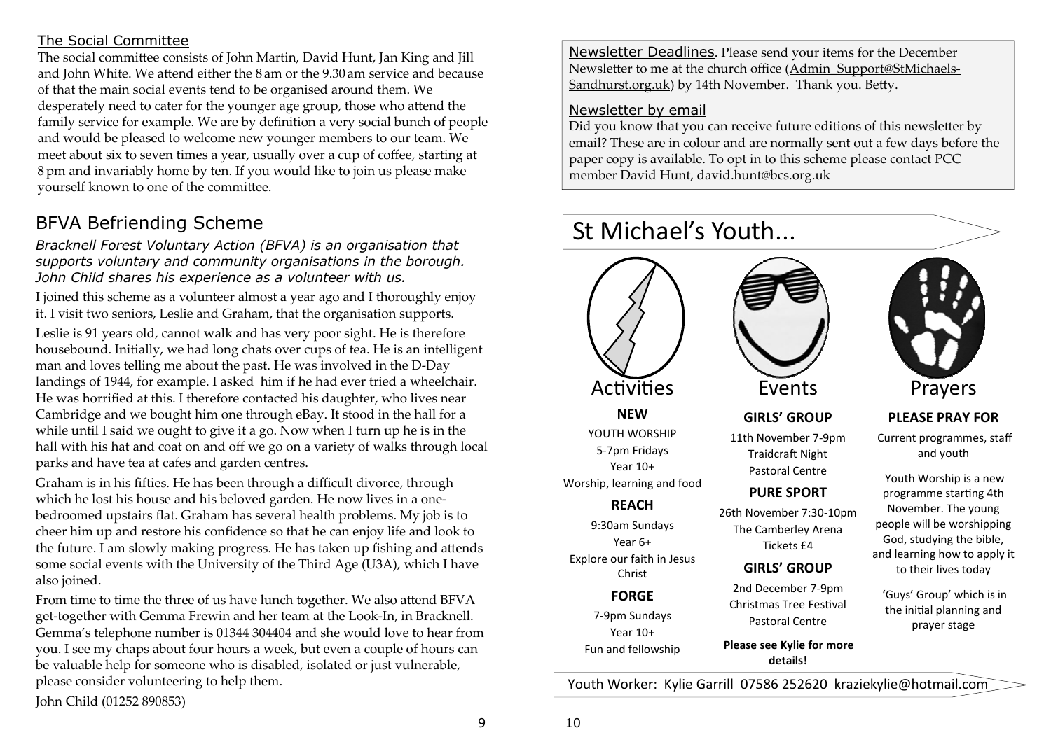## The Social Committee

The social committee consists of John Martin, David Hunt, Jan King and Jill and John White. We attend either the 8 am or the 9.30 am service and because of that the main social events tend to be organised around them. We desperately need to cater for the younger age group, those who attend the family service for example. We are by definition a very social bunch of people and would be pleased to welcome new younger members to our team. We meet about six to seven times a year, usually over a cup of coffee, starting at 8 pm and invariably home by ten. If you would like to join us please make yourself known to one of the committee.

## BFVA Befriending Scheme

*Bracknell Forest Voluntary Action (BFVA) is an organisation that supports voluntary and community organisations in the borough. John Child shares his experience as a volunteer with us.*

I joined this scheme as a volunteer almost a year ago and I thoroughly enjoy it. I visit two seniors, Leslie and Graham, that the organisation supports.

Leslie is 91 years old, cannot walk and has very poor sight. He is therefore housebound. Initially, we had long chats over cups of tea. He is an intelligent man and loves telling me about the past. He was involved in the D-Day landings of 1944, for example. I asked him if he had ever tried a wheelchair. He was horrified at this. I therefore contacted his daughter, who lives near Cambridge and we bought him one through eBay. It stood in the hall for a while until I said we ought to give it a go. Now when I turn up he is in the hall with his hat and coat on and off we go on a variety of walks through local parks and have tea at cafes and garden centres.

Graham is in his fifties. He has been through a difficult divorce, through which he lost his house and his beloved garden. He now lives in a one-bedroomed upstairs flat. Graham has several health problems. My job is to cheer him up and restore his confidence so that he can enjoy life and look to the future. I am slowly making progress. He has taken up fishing and attends some social events with the University of the Third Age (U3A), which I have also joined.

From time to time the three of us have lunch together. We also attend BFVA get-together with Gemma Frewin and her team at the Look-In, in Bracknell. Gemma's telephone number is 01344 304404 and she would love to hear from you. I see my chaps about four hours a week, but even a couple of hours can be valuable help for someone who is disabled, isolated or just vulnerable, please consider volunteering to help them.

John Child (01252 890853)

## Newsletter Deadlines

Please send your items for the December Newsletter to me at the church office (Admin_Support@StMichaels-Sandhurst.org.uk) by 14th November. Thank you. Betty.

## Newsletter by email

Did you know that you can receive future editions of this newsletter by email? These are in colour and are normally sent out a few days before the paper copy is available. To opt in to this scheme please contact PCC member David Hunt, david.hunt@bcs.org.uk

# St Michael's Youth...

### Activities

**NEW**

YOUTH WORSHIP
5-7pm Fridays
Year 10+
Worship, learning and food

**REACH**

9:30am Sundays
Year 6+
Explore our faith in Jesus Christ

**FORGE**

7-9pm Sundays
Year 10+
Fun and fellowship

### Events

**GIRLS' GROUP**

11th November 7-9pm
Traidcraft Night
Pastoral Centre

**PURE SPORT**

26th November 7:30-10pm
The Camberley Arena
Tickets £4

**GIRLS' GROUP**

2nd December 7-9pm
Christmas Tree Festival
Pastoral Centre

**Please see Kylie for more details!**

### Prayers

**PLEASE PRAY FOR**

Current programmes, staff and youth

Youth Worship is a new programme starting 4th November. The young people will be worshipping God, studying the bible, and learning how to apply it to their lives today

'Guys' Group' which is in the initial planning and prayer stage

Youth Worker: Kylie Garrill 07586 252620 kraziekylie@hotmail.com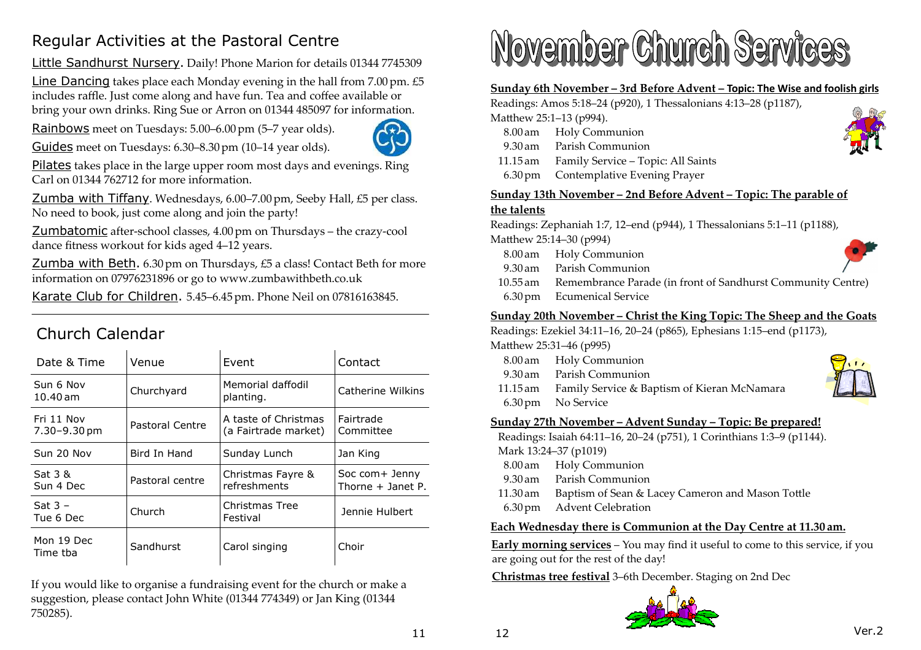## Regular Activities at the Pastoral Centre

Little Sandhurst Nursery. Daily! Phone Marion for details 01344 7745309

Line Dancing takes place each Monday evening in the hall from 7.00 pm. £5 includes raffle. Just come along and have fun. Tea and coffee available or bring your own drinks. Ring Sue or Arron on 01344 485097 for information.

Rainbows meet on Tuesdays: 5.00–6.00 pm (5–7 year olds).

Guides meet on Tuesdays: 6.30–8.30 pm (10–14 year olds).

Pilates takes place in the large upper room most days and evenings. Ring Carl on 01344 762712 for more information.

Zumba with Tiffany. Wednesdays, 6.00–7.00 pm, Seeby Hall, £5 per class. No need to book, just come along and join the party!

Zumbatomic after-school classes, 4.00 pm on Thursdays – the crazy-cool dance fitness workout for kids aged 4–12 years.

Zumba with Beth. 6.30 pm on Thursdays, £5 a class! Contact Beth for more information on 07976231896 or go to www.zumbawithbeth.co.uk

Karate Club for Children. 5.45–6.45 pm. Phone Neil on 07816163845.

## Church Calendar

| Date & Time | Venue | Event | Contact |
|---|---|---|---|
| Sun 6 Nov 10.40 am | Churchyard | Memorial daffodil planting. | Catherine Wilkins |
| Fri 11 Nov 7.30–9.30 pm | Pastoral Centre | A taste of Christmas (a Fairtrade market) | Fairtrade Committee |
| Sun 20 Nov | Bird In Hand | Sunday Lunch | Jan King |
| Sat 3 & Sun 4 Dec | Pastoral centre | Christmas Fayre & refreshments | Soc com+ Jenny Thorne + Janet P. |
| Sat 3 – Tue 6 Dec | Church | Christmas Tree Festival | Jennie Hulbert |
| Mon 19 Dec Time tba | Sandhurst | Carol singing | Choir |

If you would like to organise a fundraising event for the church or make a suggestion, please contact John White (01344 774349) or Jan King (01344 750285).

# November Church Services

**Sunday 6th November – 3rd Before Advent – Topic: The Wise and foolish girls**

Readings: Amos 5:18–24 (p920), 1 Thessalonians 4:13–28 (p1187), Matthew 25:1–13 (p994).

- 8.00 am Holy Communion
- 9.30 am Parish Communion
- 11.15 am Family Service – Topic: All Saints
- 6.30 pm Contemplative Evening Prayer

**Sunday 13th November – 2nd Before Advent – Topic: The parable of the talents**

Readings: Zephaniah 1:7, 12–end (p944), 1 Thessalonians 5:1–11 (p1188), Matthew 25:14–30 (p994)

- 8.00 am Holy Communion
- 9.30 am Parish Communion
- 10.55 am Remembrance Parade (in front of Sandhurst Community Centre)
- 6.30 pm Ecumenical Service

**Sunday 20th November – Christ the King Topic: The Sheep and the Goats**

Readings: Ezekiel 34:11–16, 20–24 (p865), Ephesians 1:15–end (p1173), Matthew 25:31–46 (p995)

- 8.00 am Holy Communion
- 9.30 am Parish Communion
- 11.15 am Family Service & Baptism of Kieran McNamara
- 6.30 pm No Service

**Sunday 27th November – Advent Sunday – Topic: Be prepared!**

Readings: Isaiah 64:11–16, 20–24 (p751), 1 Corinthians 1:3–9 (p1144). Mark 13:24–37 (p1019)

- 8.00 am Holy Communion
- 9.30 am Parish Communion
- 11.30 am Baptism of Sean & Lacey Cameron and Mason Tottle
- 6.30 pm Advent Celebration

**Each Wednesday there is Communion at the Day Centre at 11.30 am.**

**Early morning services** – You may find it useful to come to this service, if you are going out for the rest of the day!

**Christmas tree festival** 3–6th December. Staging on 2nd Dec

Ver.2